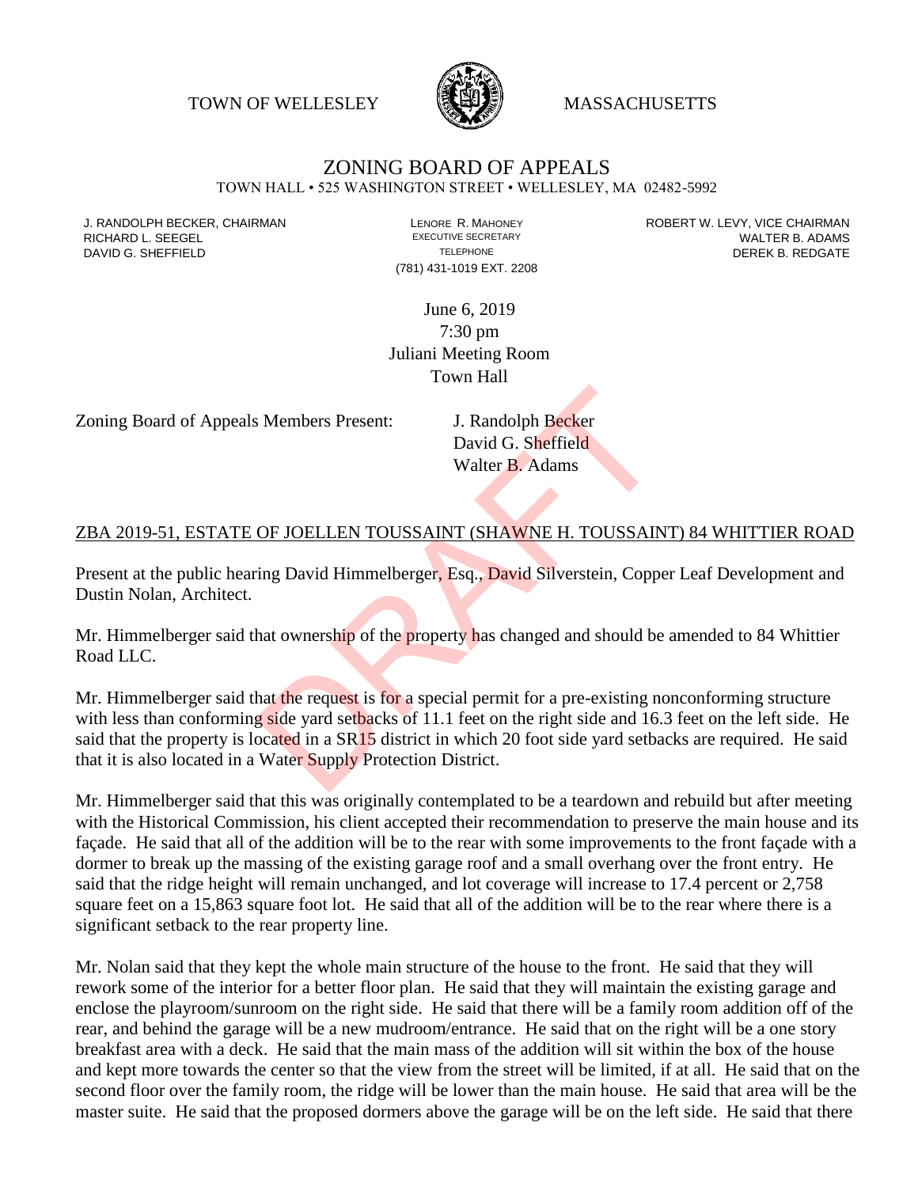TOWN OF WELLESLEY MASSACHUSETTS

# ZONING BOARD OF APPEALS

TOWN HALL • 525 WASHINGTON STREET • WELLESLEY, MA 02482-5992

J. RANDOLPH BECKER, CHAIRMAN
RICHARD L. SEEGEL
DAVID G. SHEFFIELD

LENORE R. MAHONEY
EXECUTIVE SECRETARY
TELEPHONE
(781) 431-1019 EXT. 2208

ROBERT W. LEVY, VICE CHAIRMAN
WALTER B. ADAMS
DEREK B. REDGATE

June 6, 2019
7:30 pm
Juliani Meeting Room
Town Hall

Zoning Board of Appeals Members Present: J. Randolph Becker
David G. Sheffield
Walter B. Adams

## ZBA 2019-51, ESTATE OF JOELLEN TOUSSAINT (SHAWNE H. TOUSSAINT) 84 WHITTIER ROAD

Present at the public hearing David Himmelberger, Esq., David Silverstein, Copper Leaf Development and Dustin Nolan, Architect.

Mr. Himmelberger said that ownership of the property has changed and should be amended to 84 Whittier Road LLC.

Mr. Himmelberger said that the request is for a special permit for a pre-existing nonconforming structure with less than conforming side yard setbacks of 11.1 feet on the right side and 16.3 feet on the left side. He said that the property is located in a SR15 district in which 20 foot side yard setbacks are required. He said that it is also located in a Water Supply Protection District.

Mr. Himmelberger said that this was originally contemplated to be a teardown and rebuild but after meeting with the Historical Commission, his client accepted their recommendation to preserve the main house and its façade. He said that all of the addition will be to the rear with some improvements to the front façade with a dormer to break up the massing of the existing garage roof and a small overhang over the front entry. He said that the ridge height will remain unchanged, and lot coverage will increase to 17.4 percent or 2,758 square feet on a 15,863 square foot lot. He said that all of the addition will be to the rear where there is a significant setback to the rear property line.

Mr. Nolan said that they kept the whole main structure of the house to the front. He said that they will rework some of the interior for a better floor plan. He said that they will maintain the existing garage and enclose the playroom/sunroom on the right side. He said that there will be a family room addition off of the rear, and behind the garage will be a new mudroom/entrance. He said that on the right will be a one story breakfast area with a deck. He said that the main mass of the addition will sit within the box of the house and kept more towards the center so that the view from the street will be limited, if at all. He said that on the second floor over the family room, the ridge will be lower than the main house. He said that area will be the master suite. He said that the proposed dormers above the garage will be on the left side. He said that there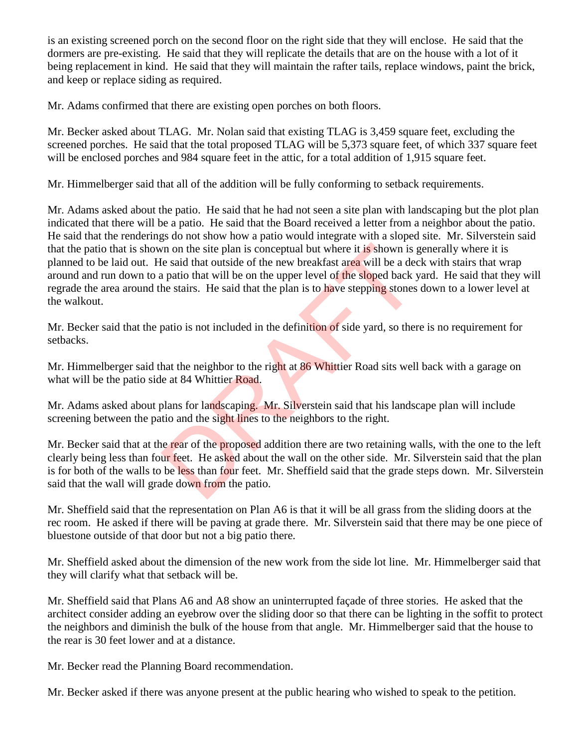is an existing screened porch on the second floor on the right side that they will enclose. He said that the dormers are pre-existing. He said that they will replicate the details that are on the house with a lot of it being replacement in kind. He said that they will maintain the rafter tails, replace windows, paint the brick, and keep or replace siding as required.

Mr. Adams confirmed that there are existing open porches on both floors.

Mr. Becker asked about TLAG. Mr. Nolan said that existing TLAG is 3,459 square feet, excluding the screened porches. He said that the total proposed TLAG will be 5,373 square feet, of which 337 square feet will be enclosed porches and 984 square feet in the attic, for a total addition of 1,915 square feet.

Mr. Himmelberger said that all of the addition will be fully conforming to setback requirements.

Mr. Adams asked about the patio. He said that he had not seen a site plan with landscaping but the plot plan indicated that there will be a patio. He said that the Board received a letter from a neighbor about the patio. He said that the renderings do not show how a patio would integrate with a sloped site. Mr. Silverstein said that the patio that is shown on the site plan is conceptual but where it is shown is generally where it is planned to be laid out. He said that outside of the new breakfast area will be a deck with stairs that wrap around and run down to a patio that will be on the upper level of the sloped back yard. He said that they will regrade the area around the stairs. He said that the plan is to have stepping stones down to a lower level at the walkout.

Mr. Becker said that the patio is not included in the definition of side yard, so there is no requirement for setbacks.

Mr. Himmelberger said that the neighbor to the right at 86 Whittier Road sits well back with a garage on what will be the patio side at 84 Whittier Road.

Mr. Adams asked about plans for landscaping. Mr. Silverstein said that his landscape plan will include screening between the patio and the sight lines to the neighbors to the right.

Mr. Becker said that at the rear of the proposed addition there are two retaining walls, with the one to the left clearly being less than four feet. He asked about the wall on the other side. Mr. Silverstein said that the plan is for both of the walls to be less than four feet. Mr. Sheffield said that the grade steps down. Mr. Silverstein said that the wall will grade down from the patio.

Mr. Sheffield said that the representation on Plan A6 is that it will be all grass from the sliding doors at the rec room. He asked if there will be paving at grade there. Mr. Silverstein said that there may be one piece of bluestone outside of that door but not a big patio there.

Mr. Sheffield asked about the dimension of the new work from the side lot line. Mr. Himmelberger said that they will clarify what that setback will be.

Mr. Sheffield said that Plans A6 and A8 show an uninterrupted façade of three stories. He asked that the architect consider adding an eyebrow over the sliding door so that there can be lighting in the soffit to protect the neighbors and diminish the bulk of the house from that angle. Mr. Himmelberger said that the house to the rear is 30 feet lower and at a distance.

Mr. Becker read the Planning Board recommendation.

Mr. Becker asked if there was anyone present at the public hearing who wished to speak to the petition.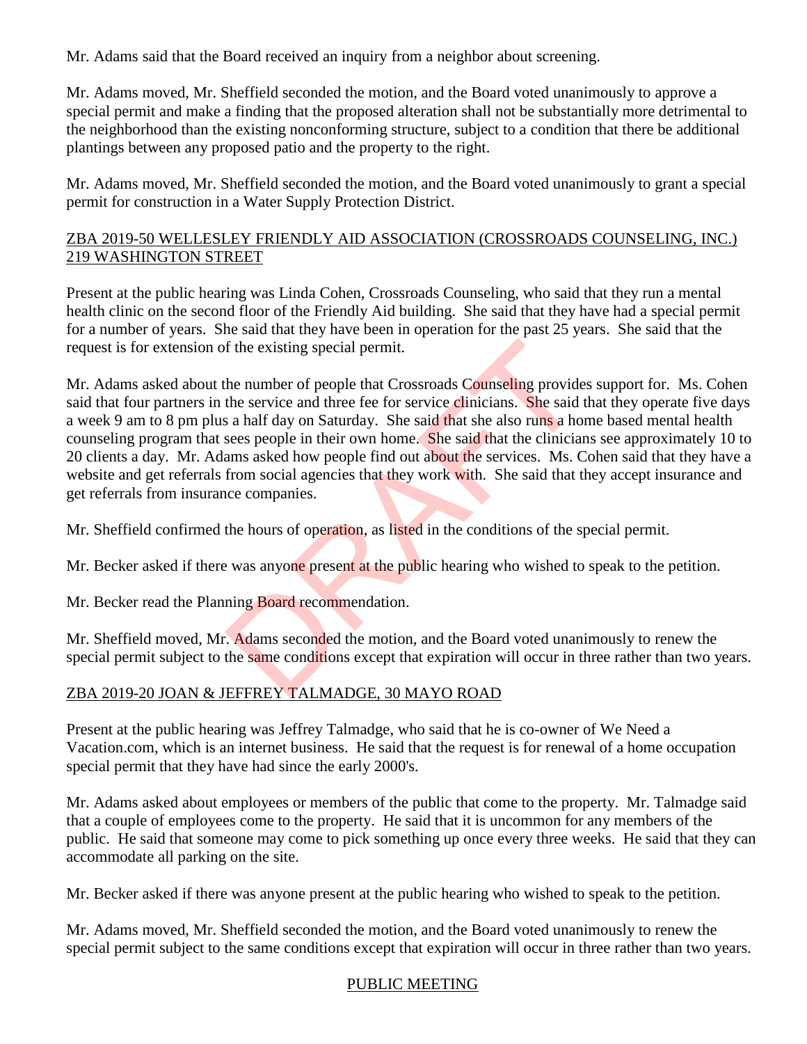Mr. Adams said that the Board received an inquiry from a neighbor about screening.

Mr. Adams moved, Mr. Sheffield seconded the motion, and the Board voted unanimously to approve a special permit and make a finding that the proposed alteration shall not be substantially more detrimental to the neighborhood than the existing nonconforming structure, subject to a condition that there be additional plantings between any proposed patio and the property to the right.

Mr. Adams moved, Mr. Sheffield seconded the motion, and the Board voted unanimously to grant a special permit for construction in a Water Supply Protection District.

<u>ZBA 2019-50 WELLESLEY FRIENDLY AID ASSOCIATION (CROSSROADS COUNSELING, INC.) 219 WASHINGTON STREET</u>

Present at the public hearing was Linda Cohen, Crossroads Counseling, who said that they run a mental health clinic on the second floor of the Friendly Aid building. She said that they have had a special permit for a number of years. She said that they have been in operation for the past 25 years. She said that the request is for extension of the existing special permit.

Mr. Adams asked about the number of people that Crossroads Counseling provides support for. Ms. Cohen said that four partners in the service and three fee for service clinicians. She said that they operate five days a week 9 am to 8 pm plus a half day on Saturday. She said that she also runs a home based mental health counseling program that sees people in their own home. She said that the clinicians see approximately 10 to 20 clients a day. Mr. Adams asked how people find out about the services. Ms. Cohen said that they have a website and get referrals from social agencies that they work with. She said that they accept insurance and get referrals from insurance companies.

Mr. Sheffield confirmed the hours of operation, as listed in the conditions of the special permit.

Mr. Becker asked if there was anyone present at the public hearing who wished to speak to the petition.

Mr. Becker read the Planning Board recommendation.

Mr. Sheffield moved, Mr. Adams seconded the motion, and the Board voted unanimously to renew the special permit subject to the same conditions except that expiration will occur in three rather than two years.

<u>ZBA 2019-20 JOAN & JEFFREY TALMADGE, 30 MAYO ROAD</u>

Present at the public hearing was Jeffrey Talmadge, who said that he is co-owner of We Need a Vacation.com, which is an internet business. He said that the request is for renewal of a home occupation special permit that they have had since the early 2000's.

Mr. Adams asked about employees or members of the public that come to the property. Mr. Talmadge said that a couple of employees come to the property. He said that it is uncommon for any members of the public. He said that someone may come to pick something up once every three weeks. He said that they can accommodate all parking on the site.

Mr. Becker asked if there was anyone present at the public hearing who wished to speak to the petition.

Mr. Adams moved, Mr. Sheffield seconded the motion, and the Board voted unanimously to renew the special permit subject to the same conditions except that expiration will occur in three rather than two years.

<u>PUBLIC MEETING</u>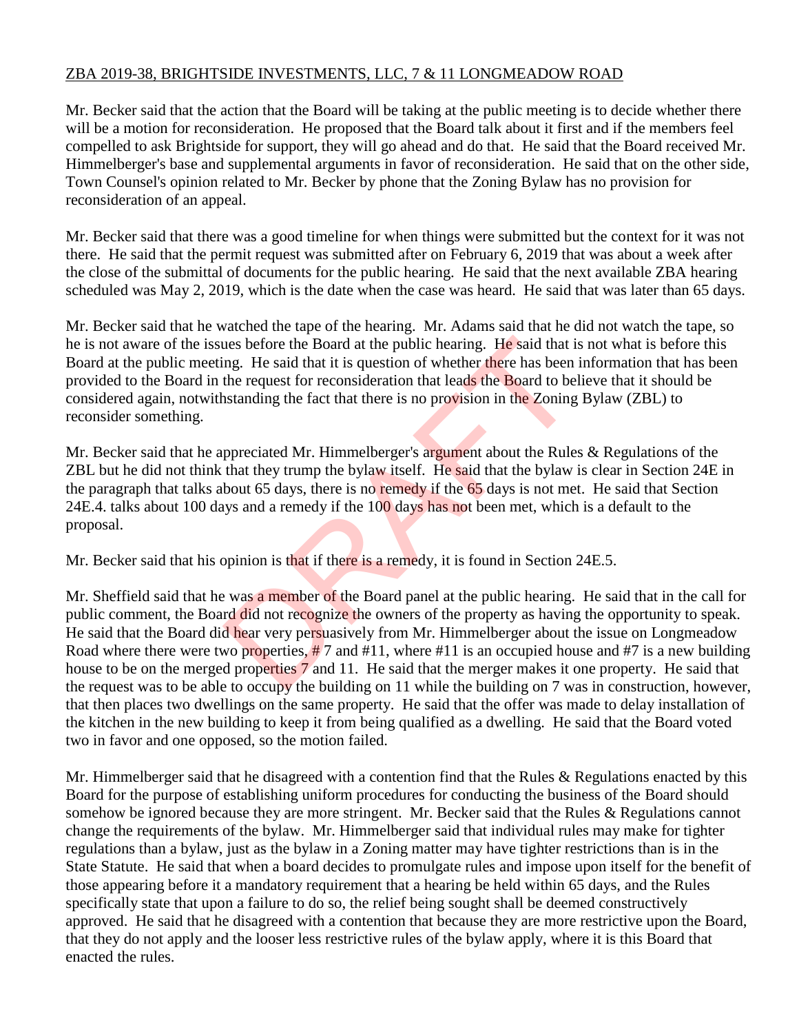ZBA 2019-38, BRIGHTSIDE INVESTMENTS, LLC, 7 & 11 LONGMEADOW ROAD

Mr. Becker said that the action that the Board will be taking at the public meeting is to decide whether there will be a motion for reconsideration. He proposed that the Board talk about it first and if the members feel compelled to ask Brightside for support, they will go ahead and do that. He said that the Board received Mr. Himmelberger's base and supplemental arguments in favor of reconsideration. He said that on the other side, Town Counsel's opinion related to Mr. Becker by phone that the Zoning Bylaw has no provision for reconsideration of an appeal.

Mr. Becker said that there was a good timeline for when things were submitted but the context for it was not there. He said that the permit request was submitted after on February 6, 2019 that was about a week after the close of the submittal of documents for the public hearing. He said that the next available ZBA hearing scheduled was May 2, 2019, which is the date when the case was heard. He said that was later than 65 days.

Mr. Becker said that he watched the tape of the hearing. Mr. Adams said that he did not watch the tape, so he is not aware of the issues before the Board at the public hearing. He said that is not what is before this Board at the public meeting. He said that it is question of whether there has been information that has been provided to the Board in the request for reconsideration that leads the Board to believe that it should be considered again, notwithstanding the fact that there is no provision in the Zoning Bylaw (ZBL) to reconsider something.

Mr. Becker said that he appreciated Mr. Himmelberger's argument about the Rules & Regulations of the ZBL but he did not think that they trump the bylaw itself. He said that the bylaw is clear in Section 24E in the paragraph that talks about 65 days, there is no remedy if the 65 days is not met. He said that Section 24E.4. talks about 100 days and a remedy if the 100 days has not been met, which is a default to the proposal.

Mr. Becker said that his opinion is that if there is a remedy, it is found in Section 24E.5.

Mr. Sheffield said that he was a member of the Board panel at the public hearing. He said that in the call for public comment, the Board did not recognize the owners of the property as having the opportunity to speak. He said that the Board did hear very persuasively from Mr. Himmelberger about the issue on Longmeadow Road where there were two properties, # 7 and #11, where #11 is an occupied house and #7 is a new building house to be on the merged properties 7 and 11. He said that the merger makes it one property. He said that the request was to be able to occupy the building on 11 while the building on 7 was in construction, however, that then places two dwellings on the same property. He said that the offer was made to delay installation of the kitchen in the new building to keep it from being qualified as a dwelling. He said that the Board voted two in favor and one opposed, so the motion failed.

Mr. Himmelberger said that he disagreed with a contention find that the Rules & Regulations enacted by this Board for the purpose of establishing uniform procedures for conducting the business of the Board should somehow be ignored because they are more stringent. Mr. Becker said that the Rules & Regulations cannot change the requirements of the bylaw. Mr. Himmelberger said that individual rules may make for tighter regulations than a bylaw, just as the bylaw in a Zoning matter may have tighter restrictions than is in the State Statute. He said that when a board decides to promulgate rules and impose upon itself for the benefit of those appearing before it a mandatory requirement that a hearing be held within 65 days, and the Rules specifically state that upon a failure to do so, the relief being sought shall be deemed constructively approved. He said that he disagreed with a contention that because they are more restrictive upon the Board, that they do not apply and the looser less restrictive rules of the bylaw apply, where it is this Board that enacted the rules.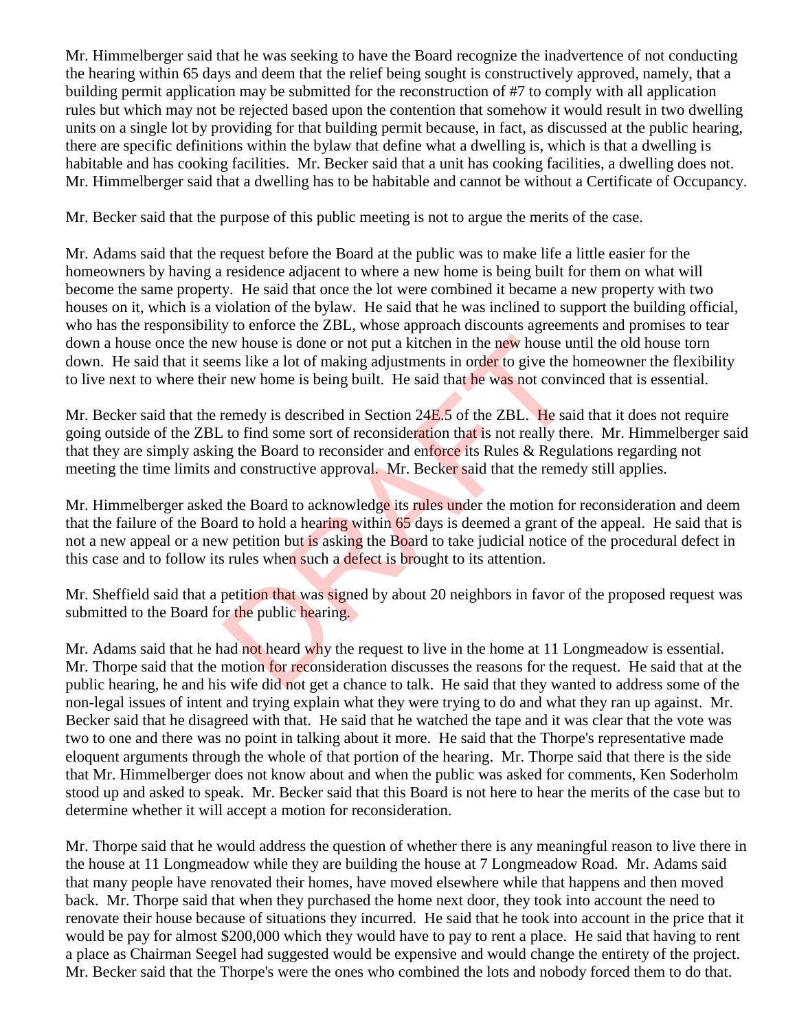Mr. Himmelberger said that he was seeking to have the Board recognize the inadvertence of not conducting the hearing within 65 days and deem that the relief being sought is constructively approved, namely, that a building permit application may be submitted for the reconstruction of #7 to comply with all application rules but which may not be rejected based upon the contention that somehow it would result in two dwelling units on a single lot by providing for that building permit because, in fact, as discussed at the public hearing, there are specific definitions within the bylaw that define what a dwelling is, which is that a dwelling is habitable and has cooking facilities. Mr. Becker said that a unit has cooking facilities, a dwelling does not. Mr. Himmelberger said that a dwelling has to be habitable and cannot be without a Certificate of Occupancy.

Mr. Becker said that the purpose of this public meeting is not to argue the merits of the case.

Mr. Adams said that the request before the Board at the public was to make life a little easier for the homeowners by having a residence adjacent to where a new home is being built for them on what will become the same property. He said that once the lot were combined it became a new property with two houses on it, which is a violation of the bylaw. He said that he was inclined to support the building official, who has the responsibility to enforce the ZBL, whose approach discounts agreements and promises to tear down a house once the new house is done or not put a kitchen in the new house until the old house torn down. He said that it seems like a lot of making adjustments in order to give the homeowner the flexibility to live next to where their new home is being built. He said that he was not convinced that is essential.

Mr. Becker said that the remedy is described in Section 24E.5 of the ZBL. He said that it does not require going outside of the ZBL to find some sort of reconsideration that is not really there. Mr. Himmelberger said that they are simply asking the Board to reconsider and enforce its Rules & Regulations regarding not meeting the time limits and constructive approval. Mr. Becker said that the remedy still applies.

Mr. Himmelberger asked the Board to acknowledge its rules under the motion for reconsideration and deem that the failure of the Board to hold a hearing within 65 days is deemed a grant of the appeal. He said that is not a new appeal or a new petition but is asking the Board to take judicial notice of the procedural defect in this case and to follow its rules when such a defect is brought to its attention.

Mr. Sheffield said that a petition that was signed by about 20 neighbors in favor of the proposed request was submitted to the Board for the public hearing.

Mr. Adams said that he had not heard why the request to live in the home at 11 Longmeadow is essential. Mr. Thorpe said that the motion for reconsideration discusses the reasons for the request. He said that at the public hearing, he and his wife did not get a chance to talk. He said that they wanted to address some of the non-legal issues of intent and trying explain what they were trying to do and what they ran up against. Mr. Becker said that he disagreed with that. He said that he watched the tape and it was clear that the vote was two to one and there was no point in talking about it more. He said that the Thorpe's representative made eloquent arguments through the whole of that portion of the hearing. Mr. Thorpe said that there is the side that Mr. Himmelberger does not know about and when the public was asked for comments, Ken Soderholm stood up and asked to speak. Mr. Becker said that this Board is not here to hear the merits of the case but to determine whether it will accept a motion for reconsideration.

Mr. Thorpe said that he would address the question of whether there is any meaningful reason to live there in the house at 11 Longmeadow while they are building the house at 7 Longmeadow Road. Mr. Adams said that many people have renovated their homes, have moved elsewhere while that happens and then moved back. Mr. Thorpe said that when they purchased the home next door, they took into account the need to renovate their house because of situations they incurred. He said that he took into account in the price that it would be pay for almost $200,000 which they would have to pay to rent a place. He said that having to rent a place as Chairman Seegel had suggested would be expensive and would change the entirety of the project. Mr. Becker said that the Thorpe's were the ones who combined the lots and nobody forced them to do that.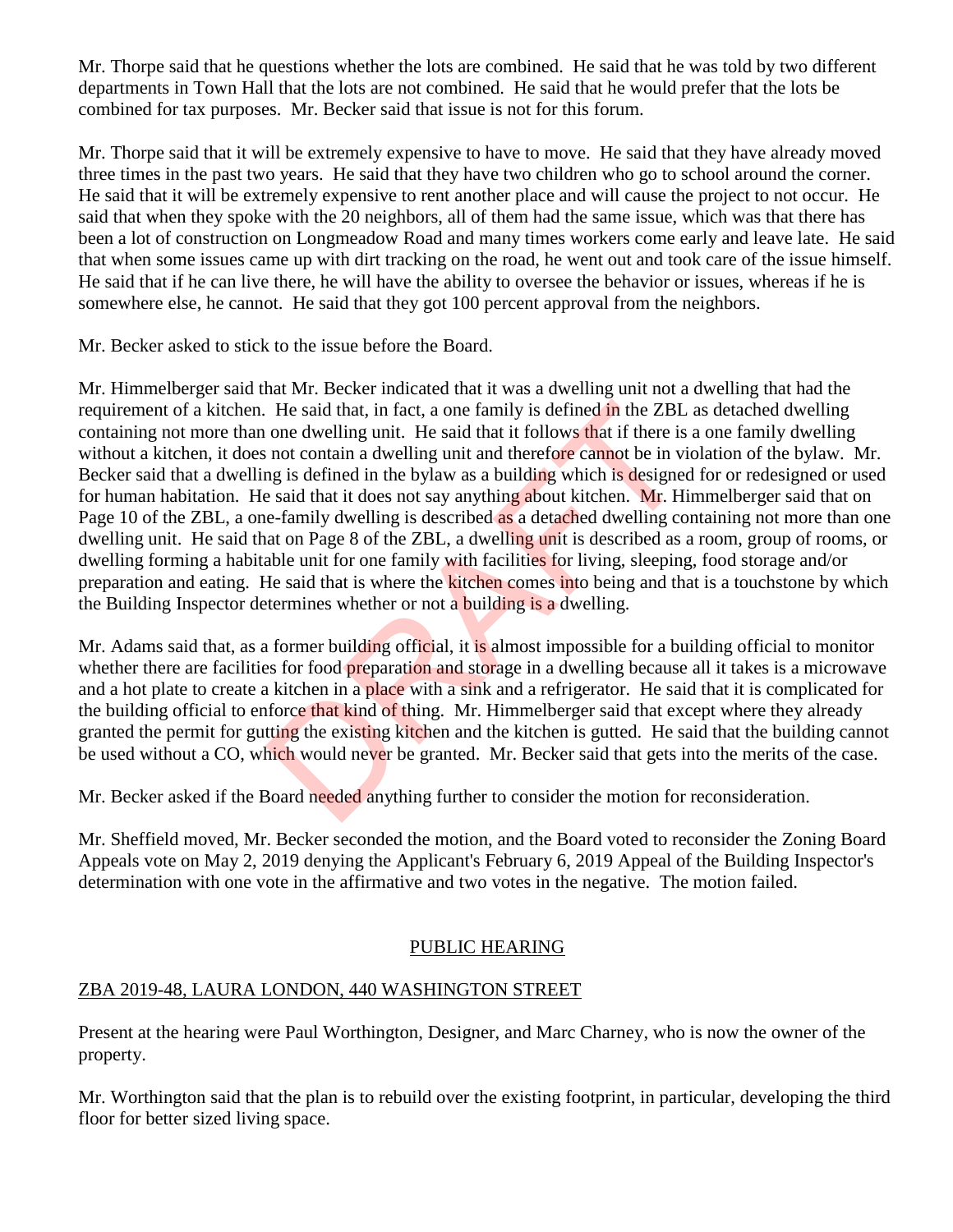Mr. Thorpe said that he questions whether the lots are combined. He said that he was told by two different departments in Town Hall that the lots are not combined. He said that he would prefer that the lots be combined for tax purposes. Mr. Becker said that issue is not for this forum.

Mr. Thorpe said that it will be extremely expensive to have to move. He said that they have already moved three times in the past two years. He said that they have two children who go to school around the corner. He said that it will be extremely expensive to rent another place and will cause the project to not occur. He said that when they spoke with the 20 neighbors, all of them had the same issue, which was that there has been a lot of construction on Longmeadow Road and many times workers come early and leave late. He said that when some issues came up with dirt tracking on the road, he went out and took care of the issue himself. He said that if he can live there, he will have the ability to oversee the behavior or issues, whereas if he is somewhere else, he cannot. He said that they got 100 percent approval from the neighbors.

Mr. Becker asked to stick to the issue before the Board.

Mr. Himmelberger said that Mr. Becker indicated that it was a dwelling unit not a dwelling that had the requirement of a kitchen. He said that, in fact, a one family is defined in the ZBL as detached dwelling containing not more than one dwelling unit. He said that it follows that if there is a one family dwelling without a kitchen, it does not contain a dwelling unit and therefore cannot be in violation of the bylaw. Mr. Becker said that a dwelling is defined in the bylaw as a building which is designed for or redesigned or used for human habitation. He said that it does not say anything about kitchen. Mr. Himmelberger said that on Page 10 of the ZBL, a one-family dwelling is described as a detached dwelling containing not more than one dwelling unit. He said that on Page 8 of the ZBL, a dwelling unit is described as a room, group of rooms, or dwelling forming a habitable unit for one family with facilities for living, sleeping, food storage and/or preparation and eating. He said that is where the kitchen comes into being and that is a touchstone by which the Building Inspector determines whether or not a building is a dwelling.

Mr. Adams said that, as a former building official, it is almost impossible for a building official to monitor whether there are facilities for food preparation and storage in a dwelling because all it takes is a microwave and a hot plate to create a kitchen in a place with a sink and a refrigerator. He said that it is complicated for the building official to enforce that kind of thing. Mr. Himmelberger said that except where they already granted the permit for gutting the existing kitchen and the kitchen is gutted. He said that the building cannot be used without a CO, which would never be granted. Mr. Becker said that gets into the merits of the case.

Mr. Becker asked if the Board needed anything further to consider the motion for reconsideration.

Mr. Sheffield moved, Mr. Becker seconded the motion, and the Board voted to reconsider the Zoning Board Appeals vote on May 2, 2019 denying the Applicant's February 6, 2019 Appeal of the Building Inspector's determination with one vote in the affirmative and two votes in the negative. The motion failed.

## PUBLIC HEARING

## ZBA 2019-48, LAURA LONDON, 440 WASHINGTON STREET

Present at the hearing were Paul Worthington, Designer, and Marc Charney, who is now the owner of the property.

Mr. Worthington said that the plan is to rebuild over the existing footprint, in particular, developing the third floor for better sized living space.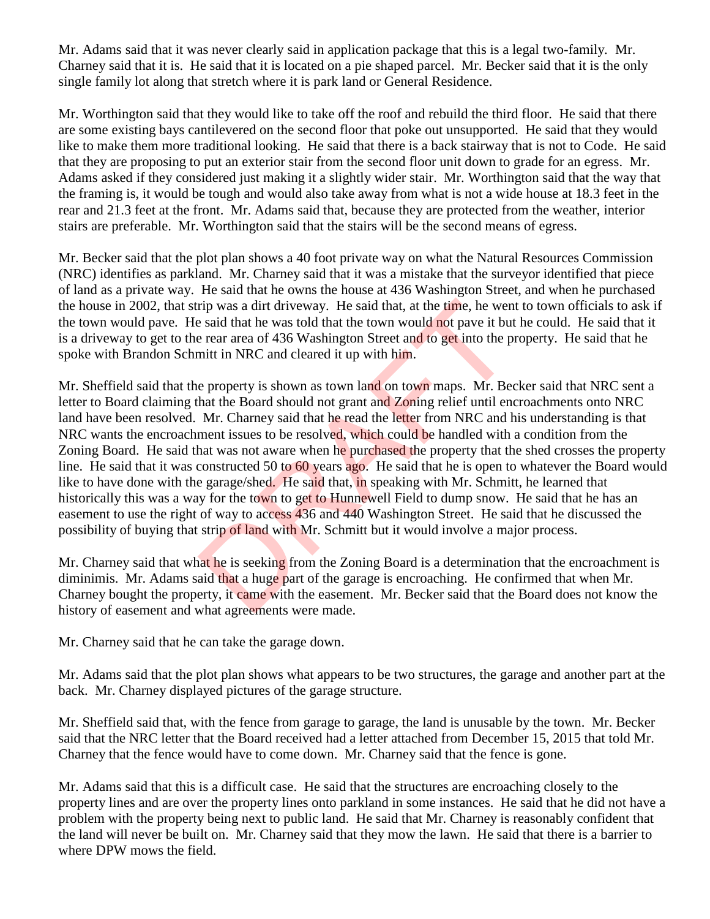Mr. Adams said that it was never clearly said in application package that this is a legal two-family. Mr. Charney said that it is. He said that it is located on a pie shaped parcel. Mr. Becker said that it is the only single family lot along that stretch where it is park land or General Residence.

Mr. Worthington said that they would like to take off the roof and rebuild the third floor. He said that there are some existing bays cantilevered on the second floor that poke out unsupported. He said that they would like to make them more traditional looking. He said that there is a back stairway that is not to Code. He said that they are proposing to put an exterior stair from the second floor unit down to grade for an egress. Mr. Adams asked if they considered just making it a slightly wider stair. Mr. Worthington said that the way that the framing is, it would be tough and would also take away from what is not a wide house at 18.3 feet in the rear and 21.3 feet at the front. Mr. Adams said that, because they are protected from the weather, interior stairs are preferable. Mr. Worthington said that the stairs will be the second means of egress.

Mr. Becker said that the plot plan shows a 40 foot private way on what the Natural Resources Commission (NRC) identifies as parkland. Mr. Charney said that it was a mistake that the surveyor identified that piece of land as a private way. He said that he owns the house at 436 Washington Street, and when he purchased the house in 2002, that strip was a dirt driveway. He said that, at the time, he went to town officials to ask if the town would pave. He said that he was told that the town would not pave it but he could. He said that it is a driveway to get to the rear area of 436 Washington Street and to get into the property. He said that he spoke with Brandon Schmitt in NRC and cleared it up with him.

Mr. Sheffield said that the property is shown as town land on town maps. Mr. Becker said that NRC sent a letter to Board claiming that the Board should not grant and Zoning relief until encroachments onto NRC land have been resolved. Mr. Charney said that he read the letter from NRC and his understanding is that NRC wants the encroachment issues to be resolved, which could be handled with a condition from the Zoning Board. He said that was not aware when he purchased the property that the shed crosses the property line. He said that it was constructed 50 to 60 years ago. He said that he is open to whatever the Board would like to have done with the garage/shed. He said that, in speaking with Mr. Schmitt, he learned that historically this was a way for the town to get to Hunnewell Field to dump snow. He said that he has an easement to use the right of way to access 436 and 440 Washington Street. He said that he discussed the possibility of buying that strip of land with Mr. Schmitt but it would involve a major process.

Mr. Charney said that what he is seeking from the Zoning Board is a determination that the encroachment is diminimis. Mr. Adams said that a huge part of the garage is encroaching. He confirmed that when Mr. Charney bought the property, it came with the easement. Mr. Becker said that the Board does not know the history of easement and what agreements were made.

Mr. Charney said that he can take the garage down.

Mr. Adams said that the plot plan shows what appears to be two structures, the garage and another part at the back. Mr. Charney displayed pictures of the garage structure.

Mr. Sheffield said that, with the fence from garage to garage, the land is unusable by the town. Mr. Becker said that the NRC letter that the Board received had a letter attached from December 15, 2015 that told Mr. Charney that the fence would have to come down. Mr. Charney said that the fence is gone.

Mr. Adams said that this is a difficult case. He said that the structures are encroaching closely to the property lines and are over the property lines onto parkland in some instances. He said that he did not have a problem with the property being next to public land. He said that Mr. Charney is reasonably confident that the land will never be built on. Mr. Charney said that they mow the lawn. He said that there is a barrier to where DPW mows the field.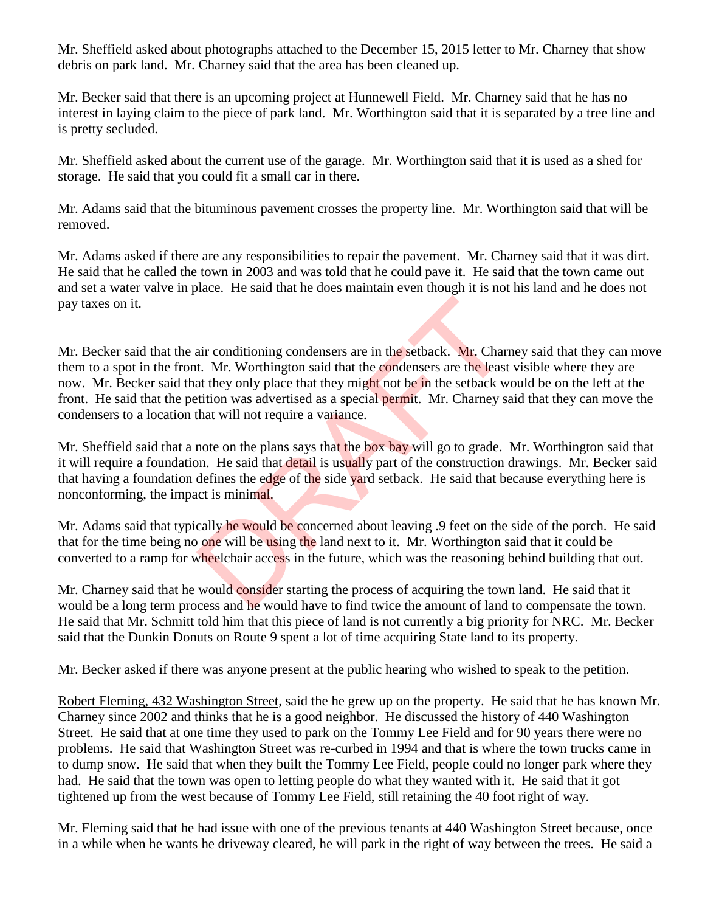Mr. Sheffield asked about photographs attached to the December 15, 2015 letter to Mr. Charney that show debris on park land. Mr. Charney said that the area has been cleaned up.

Mr. Becker said that there is an upcoming project at Hunnewell Field. Mr. Charney said that he has no interest in laying claim to the piece of park land. Mr. Worthington said that it is separated by a tree line and is pretty secluded.

Mr. Sheffield asked about the current use of the garage. Mr. Worthington said that it is used as a shed for storage. He said that you could fit a small car in there.

Mr. Adams said that the bituminous pavement crosses the property line. Mr. Worthington said that will be removed.

Mr. Adams asked if there are any responsibilities to repair the pavement. Mr. Charney said that it was dirt. He said that he called the town in 2003 and was told that he could pave it. He said that the town came out and set a water valve in place. He said that he does maintain even though it is not his land and he does not pay taxes on it.

Mr. Becker said that the air conditioning condensers are in the setback. Mr. Charney said that they can move them to a spot in the front. Mr. Worthington said that the condensers are the least visible where they are now. Mr. Becker said that they only place that they might not be in the setback would be on the left at the front. He said that the petition was advertised as a special permit. Mr. Charney said that they can move the condensers to a location that will not require a variance.

Mr. Sheffield said that a note on the plans says that the box bay will go to grade. Mr. Worthington said that it will require a foundation. He said that detail is usually part of the construction drawings. Mr. Becker said that having a foundation defines the edge of the side yard setback. He said that because everything here is nonconforming, the impact is minimal.

Mr. Adams said that typically he would be concerned about leaving .9 feet on the side of the porch. He said that for the time being no one will be using the land next to it. Mr. Worthington said that it could be converted to a ramp for wheelchair access in the future, which was the reasoning behind building that out.

Mr. Charney said that he would consider starting the process of acquiring the town land. He said that it would be a long term process and he would have to find twice the amount of land to compensate the town. He said that Mr. Schmitt told him that this piece of land is not currently a big priority for NRC. Mr. Becker said that the Dunkin Donuts on Route 9 spent a lot of time acquiring State land to its property.

Mr. Becker asked if there was anyone present at the public hearing who wished to speak to the petition.

Robert Fleming, 432 Washington Street, said the he grew up on the property. He said that he has known Mr. Charney since 2002 and thinks that he is a good neighbor. He discussed the history of 440 Washington Street. He said that at one time they used to park on the Tommy Lee Field and for 90 years there were no problems. He said that Washington Street was re-curbed in 1994 and that is where the town trucks came in to dump snow. He said that when they built the Tommy Lee Field, people could no longer park where they had. He said that the town was open to letting people do what they wanted with it. He said that it got tightened up from the west because of Tommy Lee Field, still retaining the 40 foot right of way.

Mr. Fleming said that he had issue with one of the previous tenants at 440 Washington Street because, once in a while when he wants he driveway cleared, he will park in the right of way between the trees. He said a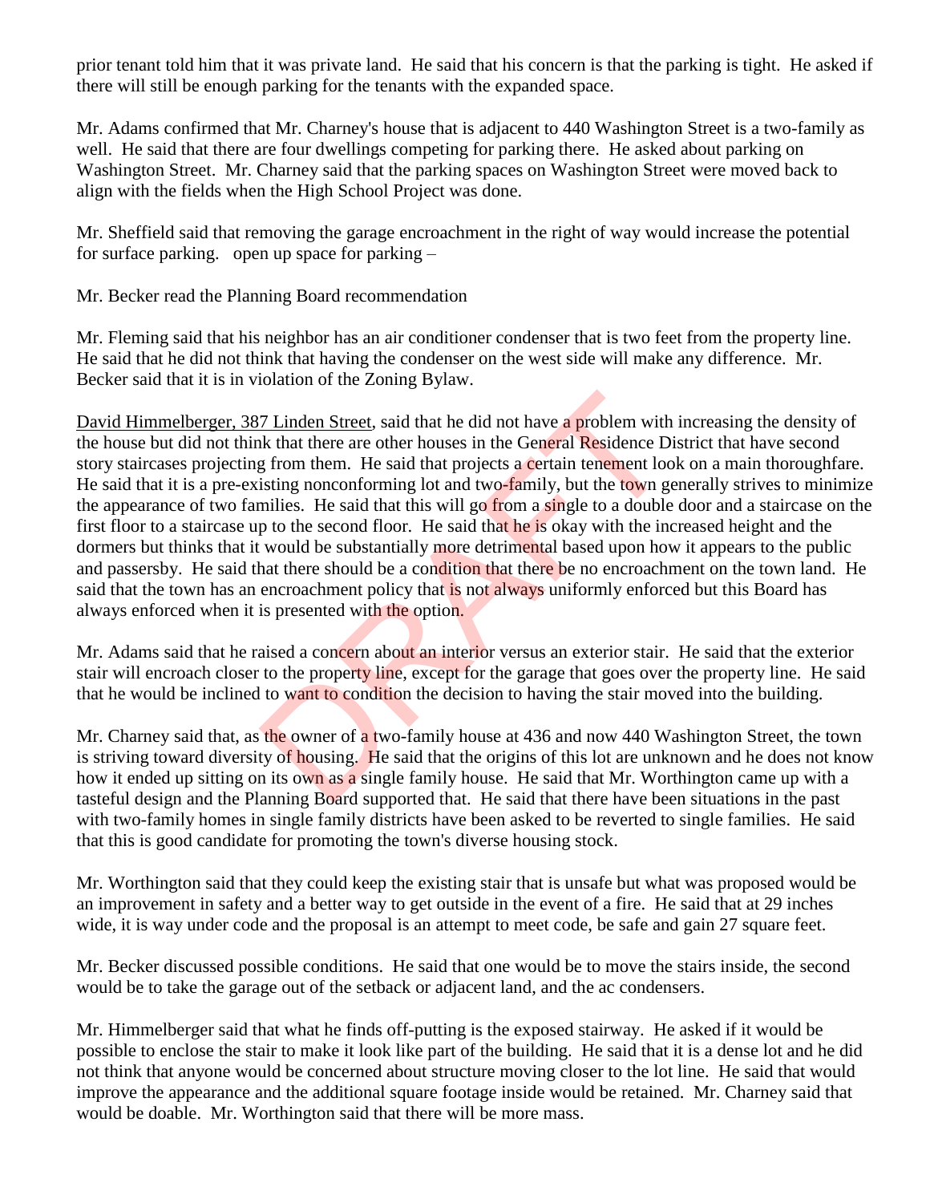prior tenant told him that it was private land. He said that his concern is that the parking is tight. He asked if there will still be enough parking for the tenants with the expanded space.

Mr. Adams confirmed that Mr. Charney's house that is adjacent to 440 Washington Street is a two-family as well. He said that there are four dwellings competing for parking there. He asked about parking on Washington Street. Mr. Charney said that the parking spaces on Washington Street were moved back to align with the fields when the High School Project was done.

Mr. Sheffield said that removing the garage encroachment in the right of way would increase the potential for surface parking. open up space for parking –

Mr. Becker read the Planning Board recommendation

Mr. Fleming said that his neighbor has an air conditioner condenser that is two feet from the property line. He said that he did not think that having the condenser on the west side will make any difference. Mr. Becker said that it is in violation of the Zoning Bylaw.

<u>David Himmelberger, 387 Linden Street</u>, said that he did not have a problem with increasing the density of the house but did not think that there are other houses in the General Residence District that have second story staircases projecting from them. He said that projects a certain tenement look on a main thoroughfare. He said that it is a pre-existing nonconforming lot and two-family, but the town generally strives to minimize the appearance of two families. He said that this will go from a single to a double door and a staircase on the first floor to a staircase up to the second floor. He said that he is okay with the increased height and the dormers but thinks that it would be substantially more detrimental based upon how it appears to the public and passersby. He said that there should be a condition that there be no encroachment on the town land. He said that the town has an encroachment policy that is not always uniformly enforced but this Board has always enforced when it is presented with the option.

Mr. Adams said that he raised a concern about an interior versus an exterior stair. He said that the exterior stair will encroach closer to the property line, except for the garage that goes over the property line. He said that he would be inclined to want to condition the decision to having the stair moved into the building.

Mr. Charney said that, as the owner of a two-family house at 436 and now 440 Washington Street, the town is striving toward diversity of housing. He said that the origins of this lot are unknown and he does not know how it ended up sitting on its own as a single family house. He said that Mr. Worthington came up with a tasteful design and the Planning Board supported that. He said that there have been situations in the past with two-family homes in single family districts have been asked to be reverted to single families. He said that this is good candidate for promoting the town's diverse housing stock.

Mr. Worthington said that they could keep the existing stair that is unsafe but what was proposed would be an improvement in safety and a better way to get outside in the event of a fire. He said that at 29 inches wide, it is way under code and the proposal is an attempt to meet code, be safe and gain 27 square feet.

Mr. Becker discussed possible conditions. He said that one would be to move the stairs inside, the second would be to take the garage out of the setback or adjacent land, and the ac condensers.

Mr. Himmelberger said that what he finds off-putting is the exposed stairway. He asked if it would be possible to enclose the stair to make it look like part of the building. He said that it is a dense lot and he did not think that anyone would be concerned about structure moving closer to the lot line. He said that would improve the appearance and the additional square footage inside would be retained. Mr. Charney said that would be doable. Mr. Worthington said that there will be more mass.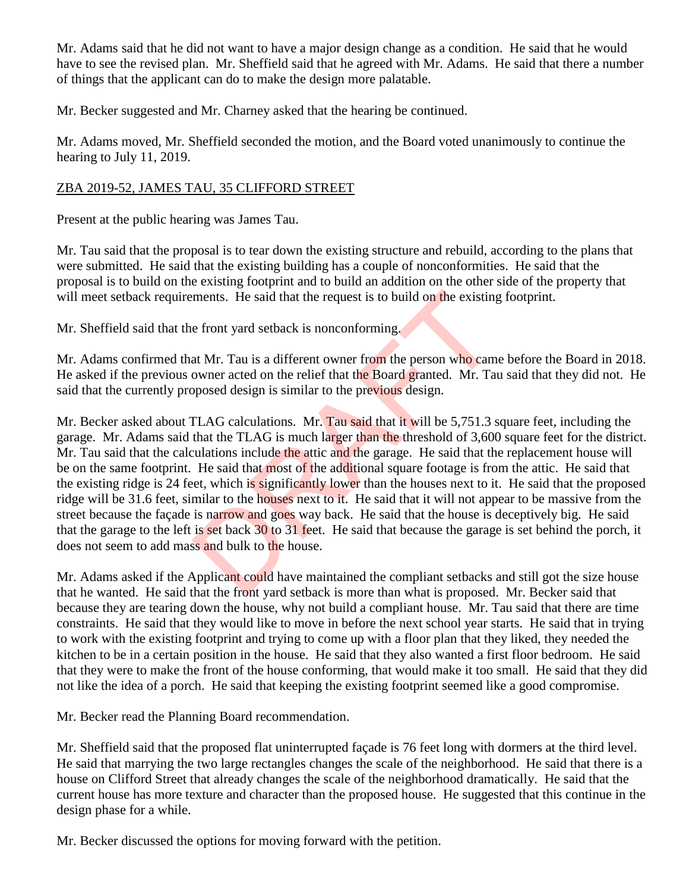Mr. Adams said that he did not want to have a major design change as a condition. He said that he would have to see the revised plan. Mr. Sheffield said that he agreed with Mr. Adams. He said that there a number of things that the applicant can do to make the design more palatable.

Mr. Becker suggested and Mr. Charney asked that the hearing be continued.

Mr. Adams moved, Mr. Sheffield seconded the motion, and the Board voted unanimously to continue the hearing to July 11, 2019.

ZBA 2019-52, JAMES TAU, 35 CLIFFORD STREET

Present at the public hearing was James Tau.

Mr. Tau said that the proposal is to tear down the existing structure and rebuild, according to the plans that were submitted. He said that the existing building has a couple of nonconformities. He said that the proposal is to build on the existing footprint and to build an addition on the other side of the property that will meet setback requirements. He said that the request is to build on the existing footprint.

Mr. Sheffield said that the front yard setback is nonconforming.

Mr. Adams confirmed that Mr. Tau is a different owner from the person who came before the Board in 2018. He asked if the previous owner acted on the relief that the Board granted. Mr. Tau said that they did not. He said that the currently proposed design is similar to the previous design.

Mr. Becker asked about TLAG calculations. Mr. Tau said that it will be 5,751.3 square feet, including the garage. Mr. Adams said that the TLAG is much larger than the threshold of 3,600 square feet for the district. Mr. Tau said that the calculations include the attic and the garage. He said that the replacement house will be on the same footprint. He said that most of the additional square footage is from the attic. He said that the existing ridge is 24 feet, which is significantly lower than the houses next to it. He said that the proposed ridge will be 31.6 feet, similar to the houses next to it. He said that it will not appear to be massive from the street because the façade is narrow and goes way back. He said that the house is deceptively big. He said that the garage to the left is set back 30 to 31 feet. He said that because the garage is set behind the porch, it does not seem to add mass and bulk to the house.

Mr. Adams asked if the Applicant could have maintained the compliant setbacks and still got the size house that he wanted. He said that the front yard setback is more than what is proposed. Mr. Becker said that because they are tearing down the house, why not build a compliant house. Mr. Tau said that there are time constraints. He said that they would like to move in before the next school year starts. He said that in trying to work with the existing footprint and trying to come up with a floor plan that they liked, they needed the kitchen to be in a certain position in the house. He said that they also wanted a first floor bedroom. He said that they were to make the front of the house conforming, that would make it too small. He said that they did not like the idea of a porch. He said that keeping the existing footprint seemed like a good compromise.

Mr. Becker read the Planning Board recommendation.

Mr. Sheffield said that the proposed flat uninterrupted façade is 76 feet long with dormers at the third level. He said that marrying the two large rectangles changes the scale of the neighborhood. He said that there is a house on Clifford Street that already changes the scale of the neighborhood dramatically. He said that the current house has more texture and character than the proposed house. He suggested that this continue in the design phase for a while.

Mr. Becker discussed the options for moving forward with the petition.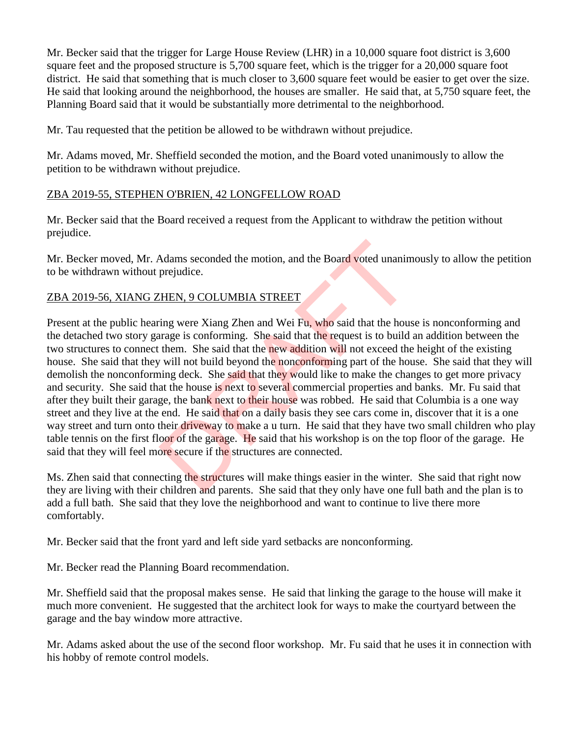Mr. Becker said that the trigger for Large House Review (LHR) in a 10,000 square foot district is 3,600 square feet and the proposed structure is 5,700 square feet, which is the trigger for a 20,000 square foot district. He said that something that is much closer to 3,600 square feet would be easier to get over the size. He said that looking around the neighborhood, the houses are smaller. He said that, at 5,750 square feet, the Planning Board said that it would be substantially more detrimental to the neighborhood.

Mr. Tau requested that the petition be allowed to be withdrawn without prejudice.

Mr. Adams moved, Mr. Sheffield seconded the motion, and the Board voted unanimously to allow the petition to be withdrawn without prejudice.

ZBA 2019-55, STEPHEN O'BRIEN, 42 LONGFELLOW ROAD

Mr. Becker said that the Board received a request from the Applicant to withdraw the petition without prejudice.

Mr. Becker moved, Mr. Adams seconded the motion, and the Board voted unanimously to allow the petition to be withdrawn without prejudice.

ZBA 2019-56, XIANG ZHEN, 9 COLUMBIA STREET

Present at the public hearing were Xiang Zhen and Wei Fu, who said that the house is nonconforming and the detached two story garage is conforming. She said that the request is to build an addition between the two structures to connect them. She said that the new addition will not exceed the height of the existing house. She said that they will not build beyond the nonconforming part of the house. She said that they will demolish the nonconforming deck. She said that they would like to make the changes to get more privacy and security. She said that the house is next to several commercial properties and banks. Mr. Fu said that after they built their garage, the bank next to their house was robbed. He said that Columbia is a one way street and they live at the end. He said that on a daily basis they see cars come in, discover that it is a one way street and turn onto their driveway to make a u turn. He said that they have two small children who play table tennis on the first floor of the garage. He said that his workshop is on the top floor of the garage. He said that they will feel more secure if the structures are connected.

Ms. Zhen said that connecting the structures will make things easier in the winter. She said that right now they are living with their children and parents. She said that they only have one full bath and the plan is to add a full bath. She said that they love the neighborhood and want to continue to live there more comfortably.

Mr. Becker said that the front yard and left side yard setbacks are nonconforming.

Mr. Becker read the Planning Board recommendation.

Mr. Sheffield said that the proposal makes sense. He said that linking the garage to the house will make it much more convenient. He suggested that the architect look for ways to make the courtyard between the garage and the bay window more attractive.

Mr. Adams asked about the use of the second floor workshop. Mr. Fu said that he uses it in connection with his hobby of remote control models.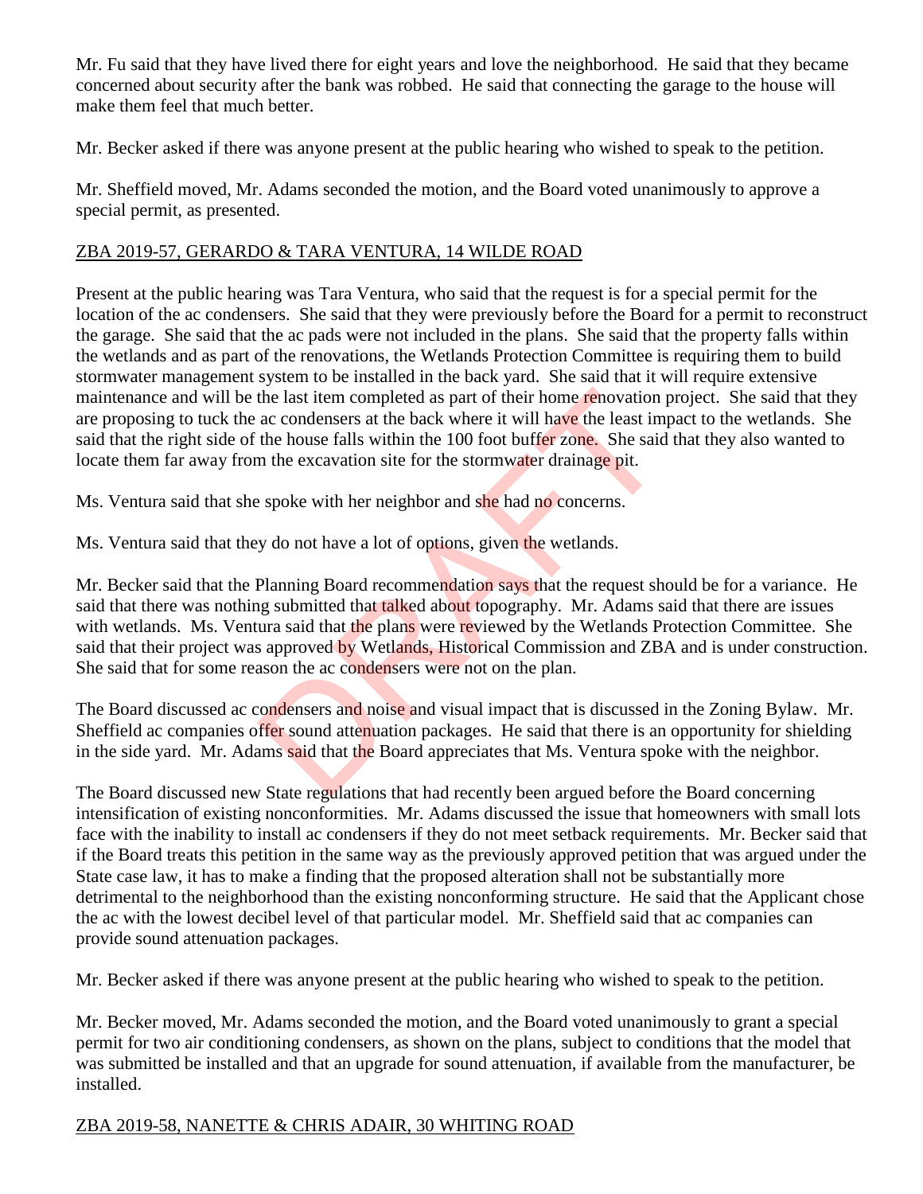Mr. Fu said that they have lived there for eight years and love the neighborhood. He said that they became concerned about security after the bank was robbed. He said that connecting the garage to the house will make them feel that much better.

Mr. Becker asked if there was anyone present at the public hearing who wished to speak to the petition.

Mr. Sheffield moved, Mr. Adams seconded the motion, and the Board voted unanimously to approve a special permit, as presented.

ZBA 2019-57, GERARDO & TARA VENTURA, 14 WILDE ROAD

Present at the public hearing was Tara Ventura, who said that the request is for a special permit for the location of the ac condensers. She said that they were previously before the Board for a permit to reconstruct the garage. She said that the ac pads were not included in the plans. She said that the property falls within the wetlands and as part of the renovations, the Wetlands Protection Committee is requiring them to build stormwater management system to be installed in the back yard. She said that it will require extensive maintenance and will be the last item completed as part of their home renovation project. She said that they are proposing to tuck the ac condensers at the back where it will have the least impact to the wetlands. She said that the right side of the house falls within the 100 foot buffer zone. She said that they also wanted to locate them far away from the excavation site for the stormwater drainage pit.

Ms. Ventura said that she spoke with her neighbor and she had no concerns.

Ms. Ventura said that they do not have a lot of options, given the wetlands.

Mr. Becker said that the Planning Board recommendation says that the request should be for a variance. He said that there was nothing submitted that talked about topography. Mr. Adams said that there are issues with wetlands. Ms. Ventura said that the plans were reviewed by the Wetlands Protection Committee. She said that their project was approved by Wetlands, Historical Commission and ZBA and is under construction. She said that for some reason the ac condensers were not on the plan.

The Board discussed ac condensers and noise and visual impact that is discussed in the Zoning Bylaw. Mr. Sheffield ac companies offer sound attenuation packages. He said that there is an opportunity for shielding in the side yard. Mr. Adams said that the Board appreciates that Ms. Ventura spoke with the neighbor.

The Board discussed new State regulations that had recently been argued before the Board concerning intensification of existing nonconformities. Mr. Adams discussed the issue that homeowners with small lots face with the inability to install ac condensers if they do not meet setback requirements. Mr. Becker said that if the Board treats this petition in the same way as the previously approved petition that was argued under the State case law, it has to make a finding that the proposed alteration shall not be substantially more detrimental to the neighborhood than the existing nonconforming structure. He said that the Applicant chose the ac with the lowest decibel level of that particular model. Mr. Sheffield said that ac companies can provide sound attenuation packages.

Mr. Becker asked if there was anyone present at the public hearing who wished to speak to the petition.

Mr. Becker moved, Mr. Adams seconded the motion, and the Board voted unanimously to grant a special permit for two air conditioning condensers, as shown on the plans, subject to conditions that the model that was submitted be installed and that an upgrade for sound attenuation, if available from the manufacturer, be installed.

ZBA 2019-58, NANETTE & CHRIS ADAIR, 30 WHITING ROAD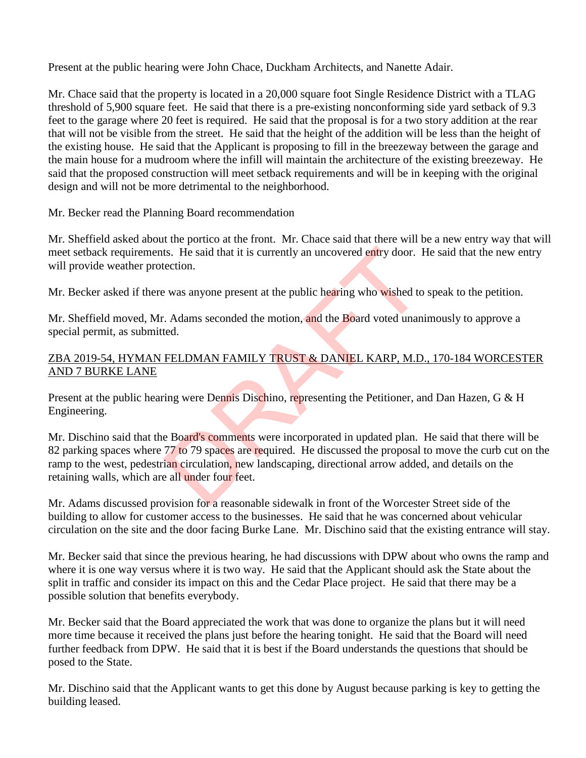Present at the public hearing were John Chace, Duckham Architects, and Nanette Adair.

Mr. Chace said that the property is located in a 20,000 square foot Single Residence District with a TLAG threshold of 5,900 square feet. He said that there is a pre-existing nonconforming side yard setback of 9.3 feet to the garage where 20 feet is required. He said that the proposal is for a two story addition at the rear that will not be visible from the street. He said that the height of the addition will be less than the height of the existing house. He said that the Applicant is proposing to fill in the breezeway between the garage and the main house for a mudroom where the infill will maintain the architecture of the existing breezeway. He said that the proposed construction will meet setback requirements and will be in keeping with the original design and will not be more detrimental to the neighborhood.

Mr. Becker read the Planning Board recommendation

Mr. Sheffield asked about the portico at the front. Mr. Chace said that there will be a new entry way that will meet setback requirements. He said that it is currently an uncovered entry door. He said that the new entry will provide weather protection.

Mr. Becker asked if there was anyone present at the public hearing who wished to speak to the petition.

Mr. Sheffield moved, Mr. Adams seconded the motion, and the Board voted unanimously to approve a special permit, as submitted.

<u>ZBA 2019-54, HYMAN FELDMAN FAMILY TRUST & DANIEL KARP, M.D., 170-184 WORCESTER AND 7 BURKE LANE</u>

Present at the public hearing were Dennis Dischino, representing the Petitioner, and Dan Hazen, G & H Engineering.

Mr. Dischino said that the Board's comments were incorporated in updated plan. He said that there will be 82 parking spaces where 77 to 79 spaces are required. He discussed the proposal to move the curb cut on the ramp to the west, pedestrian circulation, new landscaping, directional arrow added, and details on the retaining walls, which are all under four feet.

Mr. Adams discussed provision for a reasonable sidewalk in front of the Worcester Street side of the building to allow for customer access to the businesses. He said that he was concerned about vehicular circulation on the site and the door facing Burke Lane. Mr. Dischino said that the existing entrance will stay.

Mr. Becker said that since the previous hearing, he had discussions with DPW about who owns the ramp and where it is one way versus where it is two way. He said that the Applicant should ask the State about the split in traffic and consider its impact on this and the Cedar Place project. He said that there may be a possible solution that benefits everybody.

Mr. Becker said that the Board appreciated the work that was done to organize the plans but it will need more time because it received the plans just before the hearing tonight. He said that the Board will need further feedback from DPW. He said that it is best if the Board understands the questions that should be posed to the State.

Mr. Dischino said that the Applicant wants to get this done by August because parking is key to getting the building leased.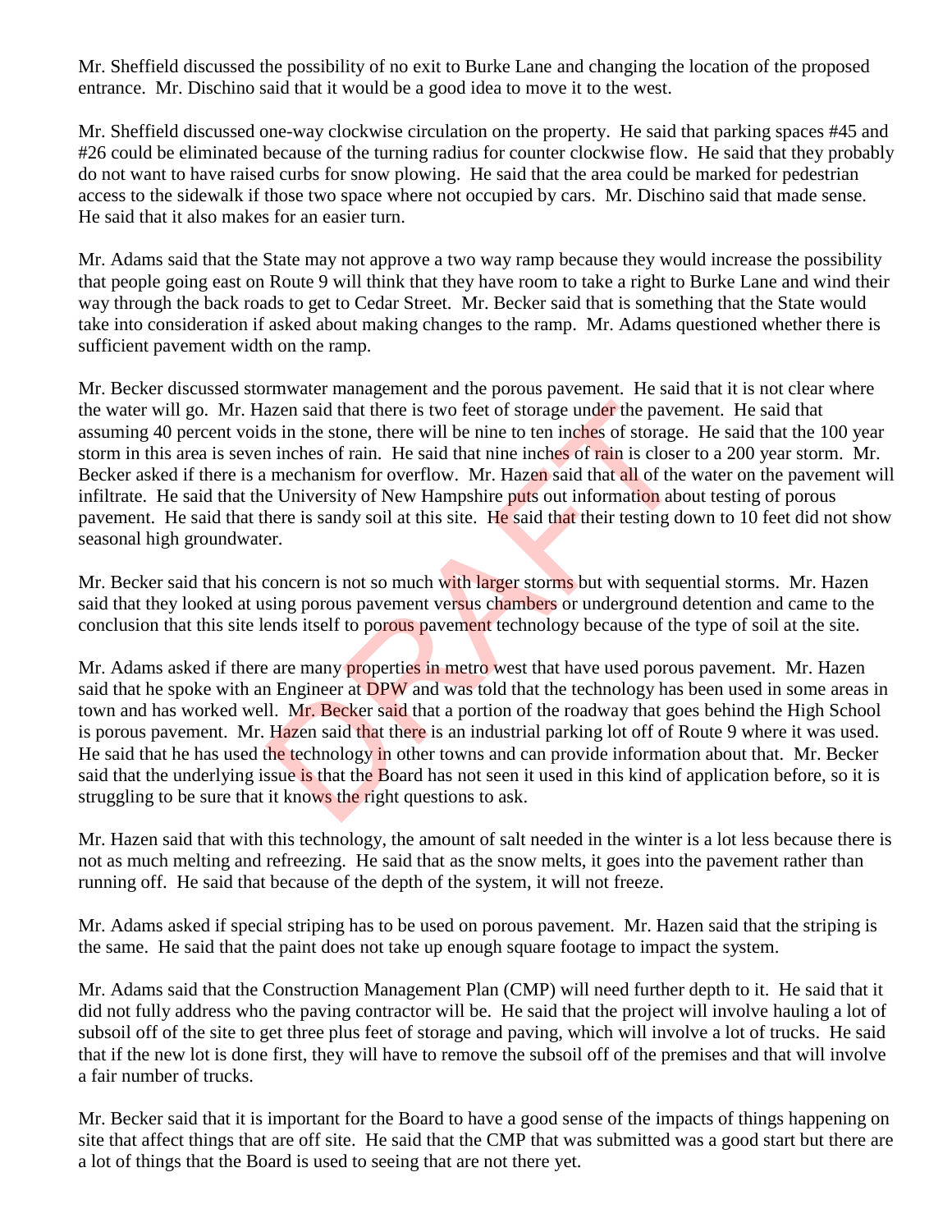Mr. Sheffield discussed the possibility of no exit to Burke Lane and changing the location of the proposed entrance. Mr. Dischino said that it would be a good idea to move it to the west.

Mr. Sheffield discussed one-way clockwise circulation on the property. He said that parking spaces #45 and #26 could be eliminated because of the turning radius for counter clockwise flow. He said that they probably do not want to have raised curbs for snow plowing. He said that the area could be marked for pedestrian access to the sidewalk if those two space where not occupied by cars. Mr. Dischino said that made sense. He said that it also makes for an easier turn.

Mr. Adams said that the State may not approve a two way ramp because they would increase the possibility that people going east on Route 9 will think that they have room to take a right to Burke Lane and wind their way through the back roads to get to Cedar Street. Mr. Becker said that is something that the State would take into consideration if asked about making changes to the ramp. Mr. Adams questioned whether there is sufficient pavement width on the ramp.

Mr. Becker discussed stormwater management and the porous pavement. He said that it is not clear where the water will go. Mr. Hazen said that there is two feet of storage under the pavement. He said that assuming 40 percent voids in the stone, there will be nine to ten inches of storage. He said that the 100 year storm in this area is seven inches of rain. He said that nine inches of rain is closer to a 200 year storm. Mr. Becker asked if there is a mechanism for overflow. Mr. Hazen said that all of the water on the pavement will infiltrate. He said that the University of New Hampshire puts out information about testing of porous pavement. He said that there is sandy soil at this site. He said that their testing down to 10 feet did not show seasonal high groundwater.

Mr. Becker said that his concern is not so much with larger storms but with sequential storms. Mr. Hazen said that they looked at using porous pavement versus chambers or underground detention and came to the conclusion that this site lends itself to porous pavement technology because of the type of soil at the site.

Mr. Adams asked if there are many properties in metro west that have used porous pavement. Mr. Hazen said that he spoke with an Engineer at DPW and was told that the technology has been used in some areas in town and has worked well. Mr. Becker said that a portion of the roadway that goes behind the High School is porous pavement. Mr. Hazen said that there is an industrial parking lot off of Route 9 where it was used. He said that he has used the technology in other towns and can provide information about that. Mr. Becker said that the underlying issue is that the Board has not seen it used in this kind of application before, so it is struggling to be sure that it knows the right questions to ask.

Mr. Hazen said that with this technology, the amount of salt needed in the winter is a lot less because there is not as much melting and refreezing. He said that as the snow melts, it goes into the pavement rather than running off. He said that because of the depth of the system, it will not freeze.

Mr. Adams asked if special striping has to be used on porous pavement. Mr. Hazen said that the striping is the same. He said that the paint does not take up enough square footage to impact the system.

Mr. Adams said that the Construction Management Plan (CMP) will need further depth to it. He said that it did not fully address who the paving contractor will be. He said that the project will involve hauling a lot of subsoil off of the site to get three plus feet of storage and paving, which will involve a lot of trucks. He said that if the new lot is done first, they will have to remove the subsoil off of the premises and that will involve a fair number of trucks.

Mr. Becker said that it is important for the Board to have a good sense of the impacts of things happening on site that affect things that are off site. He said that the CMP that was submitted was a good start but there are a lot of things that the Board is used to seeing that are not there yet.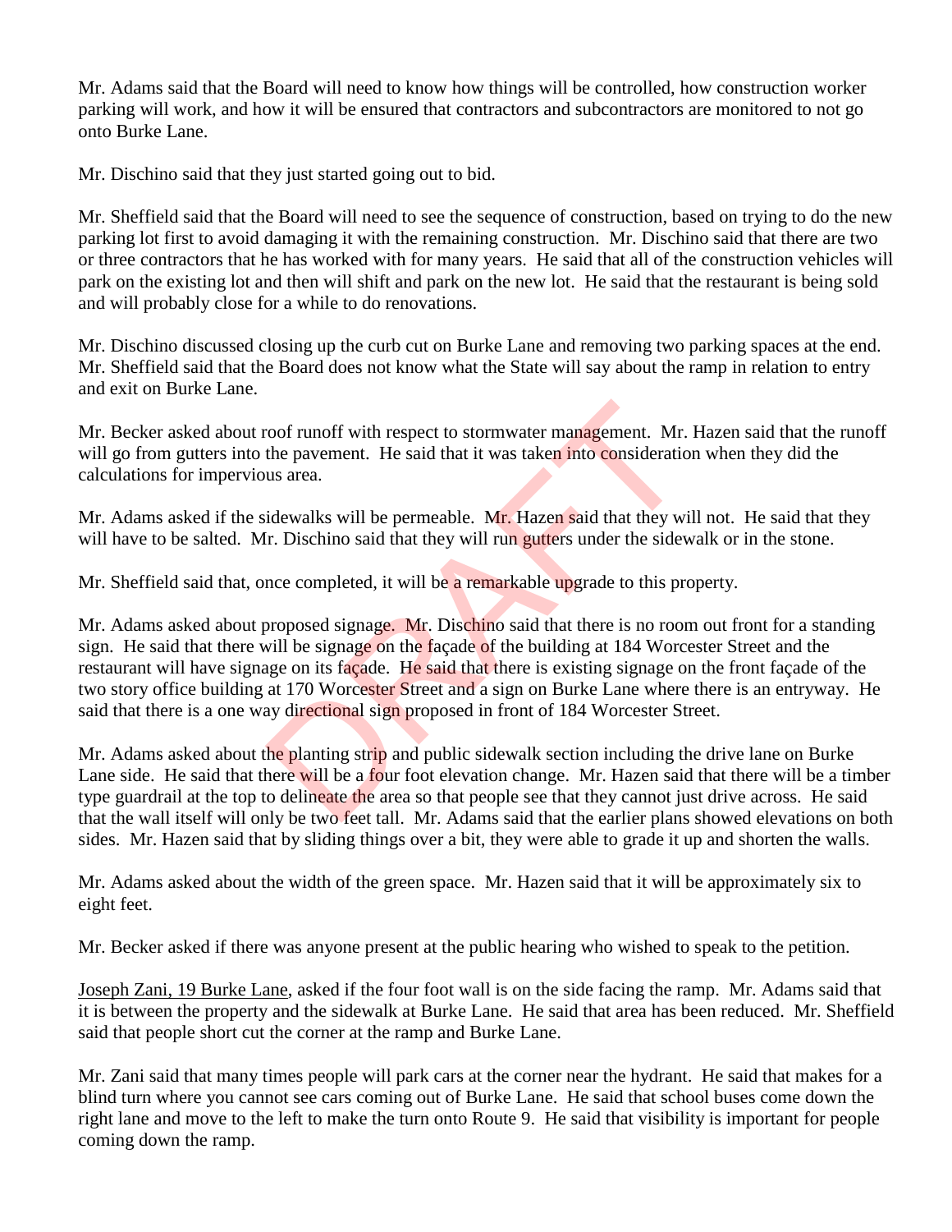Mr. Adams said that the Board will need to know how things will be controlled, how construction worker parking will work, and how it will be ensured that contractors and subcontractors are monitored to not go onto Burke Lane.

Mr. Dischino said that they just started going out to bid.

Mr. Sheffield said that the Board will need to see the sequence of construction, based on trying to do the new parking lot first to avoid damaging it with the remaining construction. Mr. Dischino said that there are two or three contractors that he has worked with for many years. He said that all of the construction vehicles will park on the existing lot and then will shift and park on the new lot. He said that the restaurant is being sold and will probably close for a while to do renovations.

Mr. Dischino discussed closing up the curb cut on Burke Lane and removing two parking spaces at the end. Mr. Sheffield said that the Board does not know what the State will say about the ramp in relation to entry and exit on Burke Lane.

Mr. Becker asked about roof runoff with respect to stormwater management. Mr. Hazen said that the runoff will go from gutters into the pavement. He said that it was taken into consideration when they did the calculations for impervious area.

Mr. Adams asked if the sidewalks will be permeable. Mr. Hazen said that they will not. He said that they will have to be salted. Mr. Dischino said that they will run gutters under the sidewalk or in the stone.

Mr. Sheffield said that, once completed, it will be a remarkable upgrade to this property.

Mr. Adams asked about proposed signage. Mr. Dischino said that there is no room out front for a standing sign. He said that there will be signage on the façade of the building at 184 Worcester Street and the restaurant will have signage on its façade. He said that there is existing signage on the front façade of the two story office building at 170 Worcester Street and a sign on Burke Lane where there is an entryway. He said that there is a one way directional sign proposed in front of 184 Worcester Street.

Mr. Adams asked about the planting strip and public sidewalk section including the drive lane on Burke Lane side. He said that there will be a four foot elevation change. Mr. Hazen said that there will be a timber type guardrail at the top to delineate the area so that people see that they cannot just drive across. He said that the wall itself will only be two feet tall. Mr. Adams said that the earlier plans showed elevations on both sides. Mr. Hazen said that by sliding things over a bit, they were able to grade it up and shorten the walls.

Mr. Adams asked about the width of the green space. Mr. Hazen said that it will be approximately six to eight feet.

Mr. Becker asked if there was anyone present at the public hearing who wished to speak to the petition.

Joseph Zani, 19 Burke Lane, asked if the four foot wall is on the side facing the ramp. Mr. Adams said that it is between the property and the sidewalk at Burke Lane. He said that area has been reduced. Mr. Sheffield said that people short cut the corner at the ramp and Burke Lane.

Mr. Zani said that many times people will park cars at the corner near the hydrant. He said that makes for a blind turn where you cannot see cars coming out of Burke Lane. He said that school buses come down the right lane and move to the left to make the turn onto Route 9. He said that visibility is important for people coming down the ramp.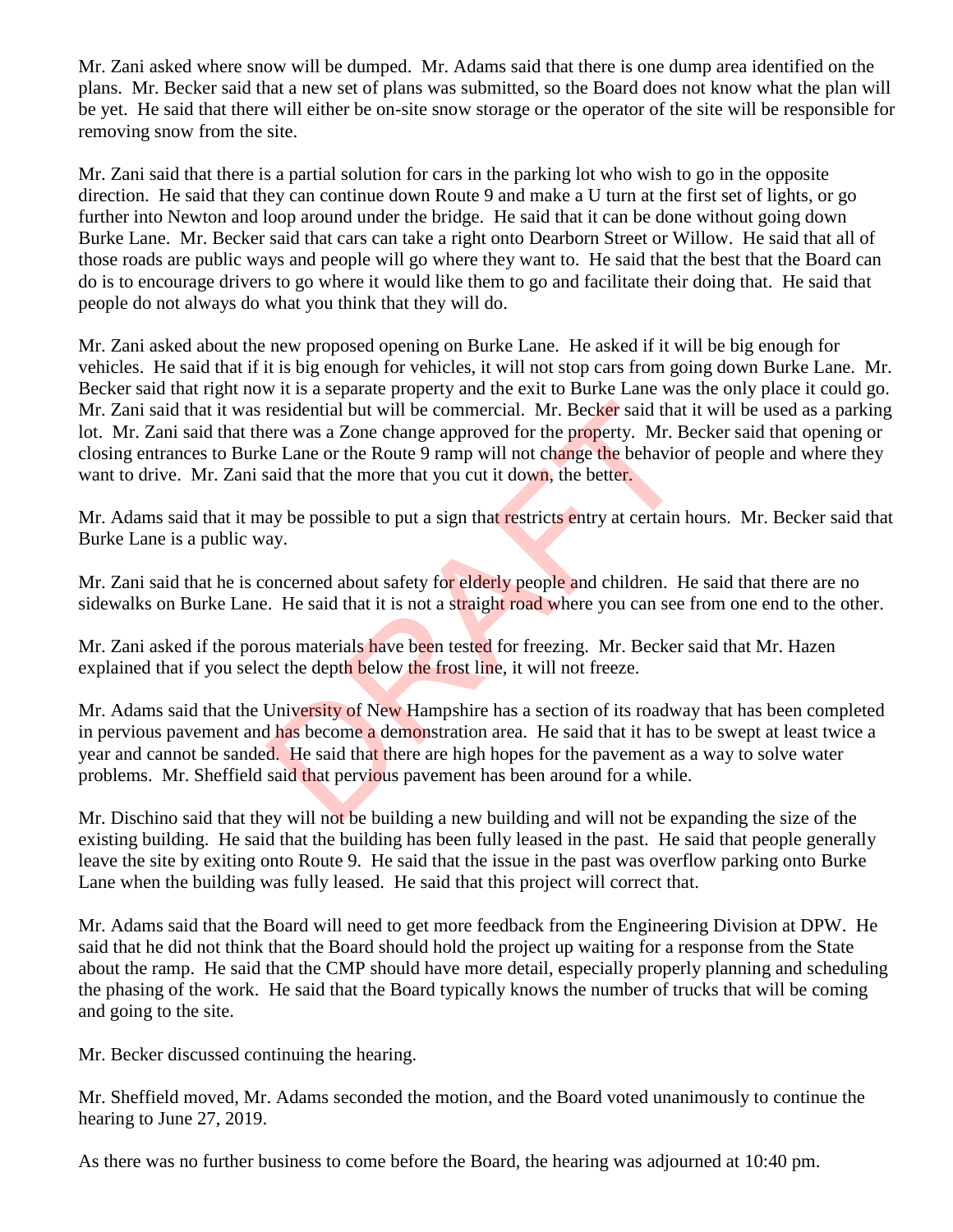Mr. Zani asked where snow will be dumped. Mr. Adams said that there is one dump area identified on the plans. Mr. Becker said that a new set of plans was submitted, so the Board does not know what the plan will be yet. He said that there will either be on-site snow storage or the operator of the site will be responsible for removing snow from the site.

Mr. Zani said that there is a partial solution for cars in the parking lot who wish to go in the opposite direction. He said that they can continue down Route 9 and make a U turn at the first set of lights, or go further into Newton and loop around under the bridge. He said that it can be done without going down Burke Lane. Mr. Becker said that cars can take a right onto Dearborn Street or Willow. He said that all of those roads are public ways and people will go where they want to. He said that the best that the Board can do is to encourage drivers to go where it would like them to go and facilitate their doing that. He said that people do not always do what you think that they will do.

Mr. Zani asked about the new proposed opening on Burke Lane. He asked if it will be big enough for vehicles. He said that if it is big enough for vehicles, it will not stop cars from going down Burke Lane. Mr. Becker said that right now it is a separate property and the exit to Burke Lane was the only place it could go. Mr. Zani said that it was residential but will be commercial. Mr. Becker said that it will be used as a parking lot. Mr. Zani said that there was a Zone change approved for the property. Mr. Becker said that opening or closing entrances to Burke Lane or the Route 9 ramp will not change the behavior of people and where they want to drive. Mr. Zani said that the more that you cut it down, the better.

Mr. Adams said that it may be possible to put a sign that restricts entry at certain hours. Mr. Becker said that Burke Lane is a public way.

Mr. Zani said that he is concerned about safety for elderly people and children. He said that there are no sidewalks on Burke Lane. He said that it is not a straight road where you can see from one end to the other.

Mr. Zani asked if the porous materials have been tested for freezing. Mr. Becker said that Mr. Hazen explained that if you select the depth below the frost line, it will not freeze.

Mr. Adams said that the University of New Hampshire has a section of its roadway that has been completed in pervious pavement and has become a demonstration area. He said that it has to be swept at least twice a year and cannot be sanded. He said that there are high hopes for the pavement as a way to solve water problems. Mr. Sheffield said that pervious pavement has been around for a while.

Mr. Dischino said that they will not be building a new building and will not be expanding the size of the existing building. He said that the building has been fully leased in the past. He said that people generally leave the site by exiting onto Route 9. He said that the issue in the past was overflow parking onto Burke Lane when the building was fully leased. He said that this project will correct that.

Mr. Adams said that the Board will need to get more feedback from the Engineering Division at DPW. He said that he did not think that the Board should hold the project up waiting for a response from the State about the ramp. He said that the CMP should have more detail, especially properly planning and scheduling the phasing of the work. He said that the Board typically knows the number of trucks that will be coming and going to the site.

Mr. Becker discussed continuing the hearing.

Mr. Sheffield moved, Mr. Adams seconded the motion, and the Board voted unanimously to continue the hearing to June 27, 2019.

As there was no further business to come before the Board, the hearing was adjourned at 10:40 pm.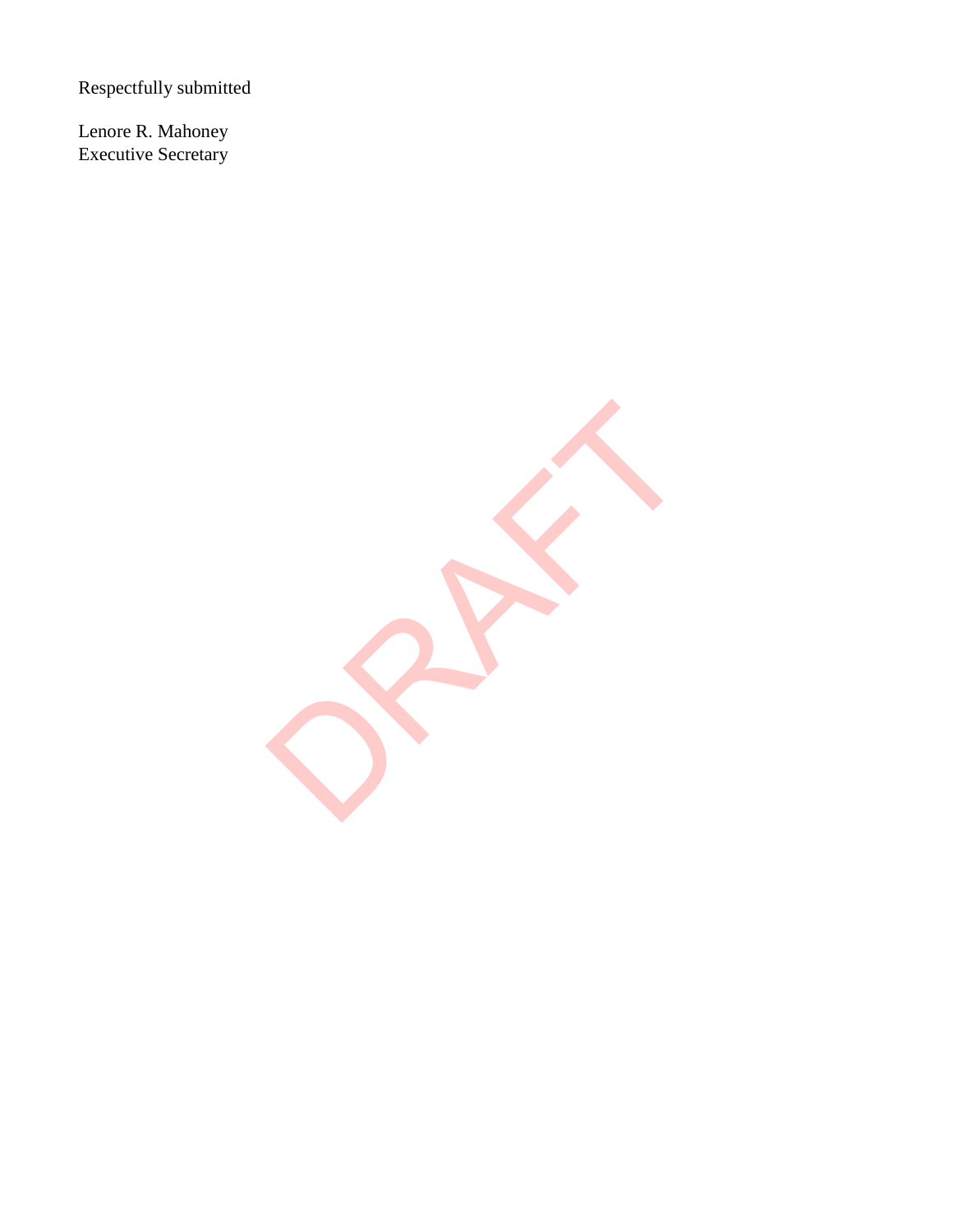Respectfully submitted

Lenore R. Mahoney
Executive Secretary